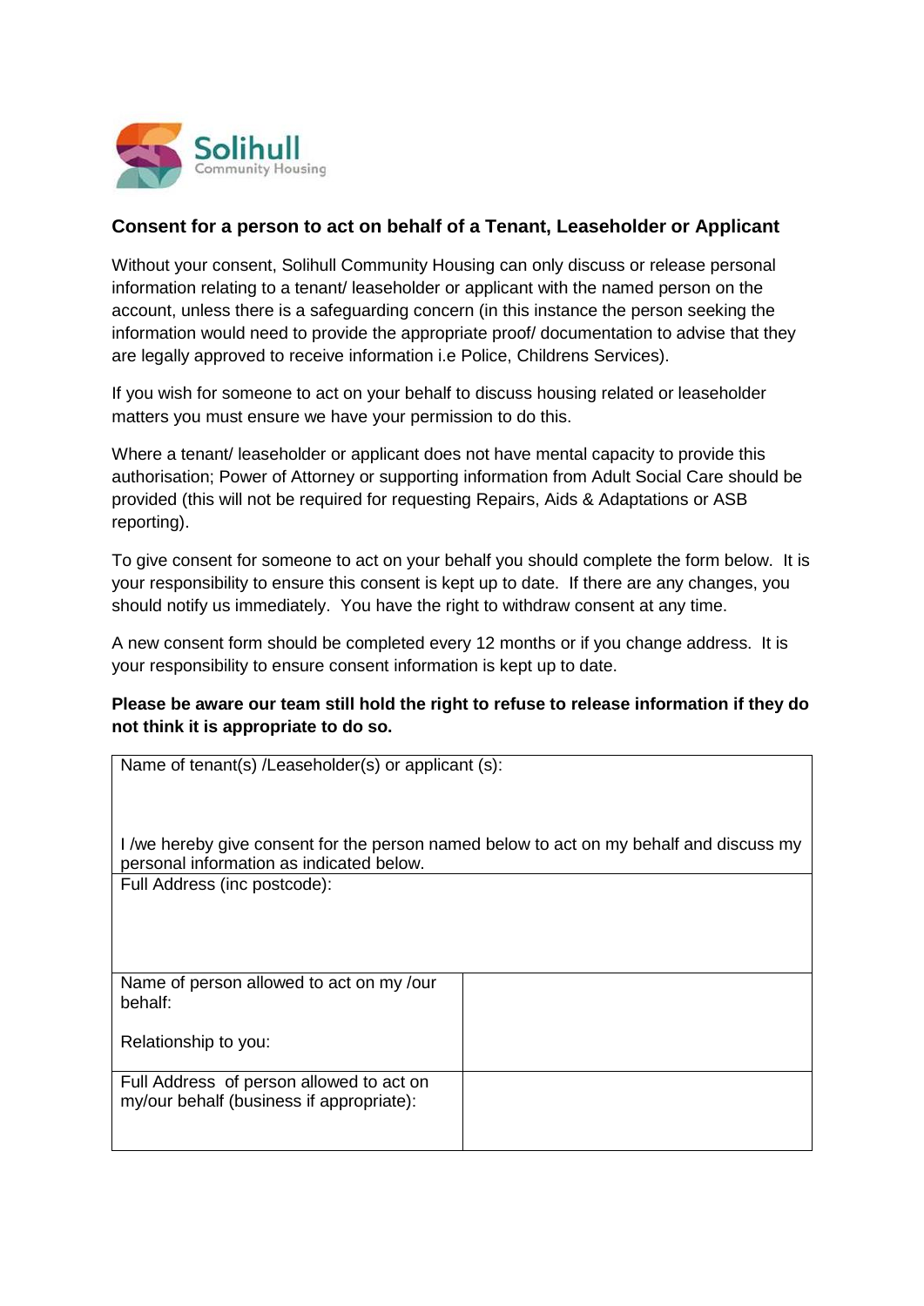Solihull Community Housing

## Consent for a person to act on behalf of a Tenant, Leaseholder or Applicant

Without your consent, Solihull Community Housing can only discuss or release personal information relating to a tenant/ leaseholder or applicant with the named person on the account, unless there is a safeguarding concern (in this instance the person seeking the information would need to provide the appropriate proof/ documentation to advise that they are legally approved to receive information i.e Police, Childrens Services).

If you wish for someone to act on your behalf to discuss housing related or leaseholder matters you must ensure we have your permission to do this.

Where a tenant/ leaseholder or applicant does not have mental capacity to provide this authorisation; Power of Attorney or supporting information from Adult Social Care should be provided (this will not be required for requesting Repairs, Aids & Adaptations or ASB reporting).

To give consent for someone to act on your behalf you should complete the form below. It is your responsibility to ensure this consent is kept up to date. If there are any changes, you should notify us immediately. You have the right to withdraw consent at any time.

A new consent form should be completed every 12 months or if you change address. It is your responsibility to ensure consent information is kept up to date.

**Please be aware our team still hold the right to refuse to release information if they do not think it is appropriate to do so.**

| Name of tenant(s) /Leaseholder(s) or applicant (s):<br><br>I /we hereby give consent for the person named below to act on my behalf and discuss my personal information as indicated below. | |
|---|---|
| Full Address (inc postcode): | |
| Name of person allowed to act on my /our behalf:<br><br>Relationship to you: | |
| Full Address of person allowed to act on my/our behalf (business if appropriate): | |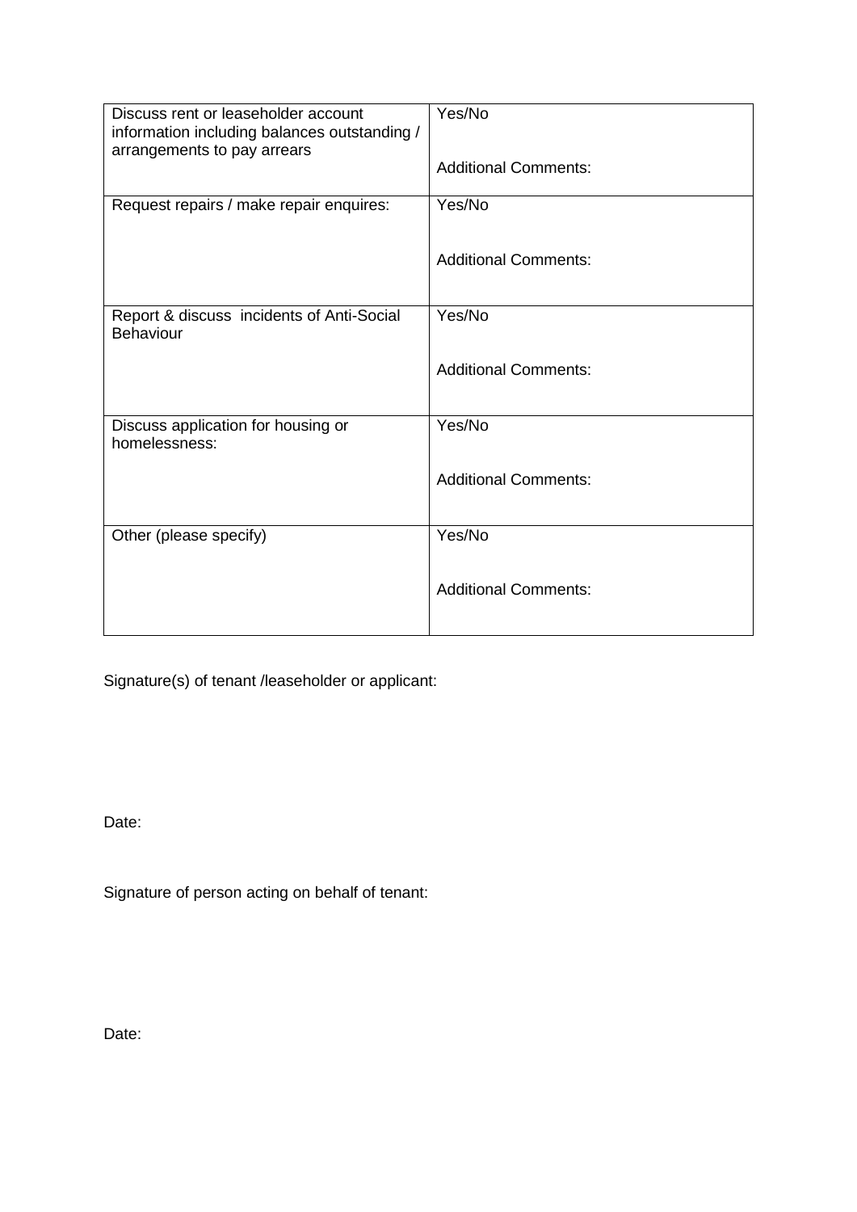| | |
|---|---|
| Discuss rent or leaseholder account information including balances outstanding / arrangements to pay arrears | Yes/No<br><br>Additional Comments: |
| Request repairs / make repair enquires: | Yes/No<br><br>Additional Comments: |
| Report & discuss incidents of Anti-Social Behaviour | Yes/No<br><br>Additional Comments: |
| Discuss application for housing or homelessness: | Yes/No<br><br>Additional Comments: |
| Other (please specify) | Yes/No<br><br>Additional Comments: |

Signature(s) of tenant /leaseholder or applicant:

Date:

Signature of person acting on behalf of tenant:

Date: